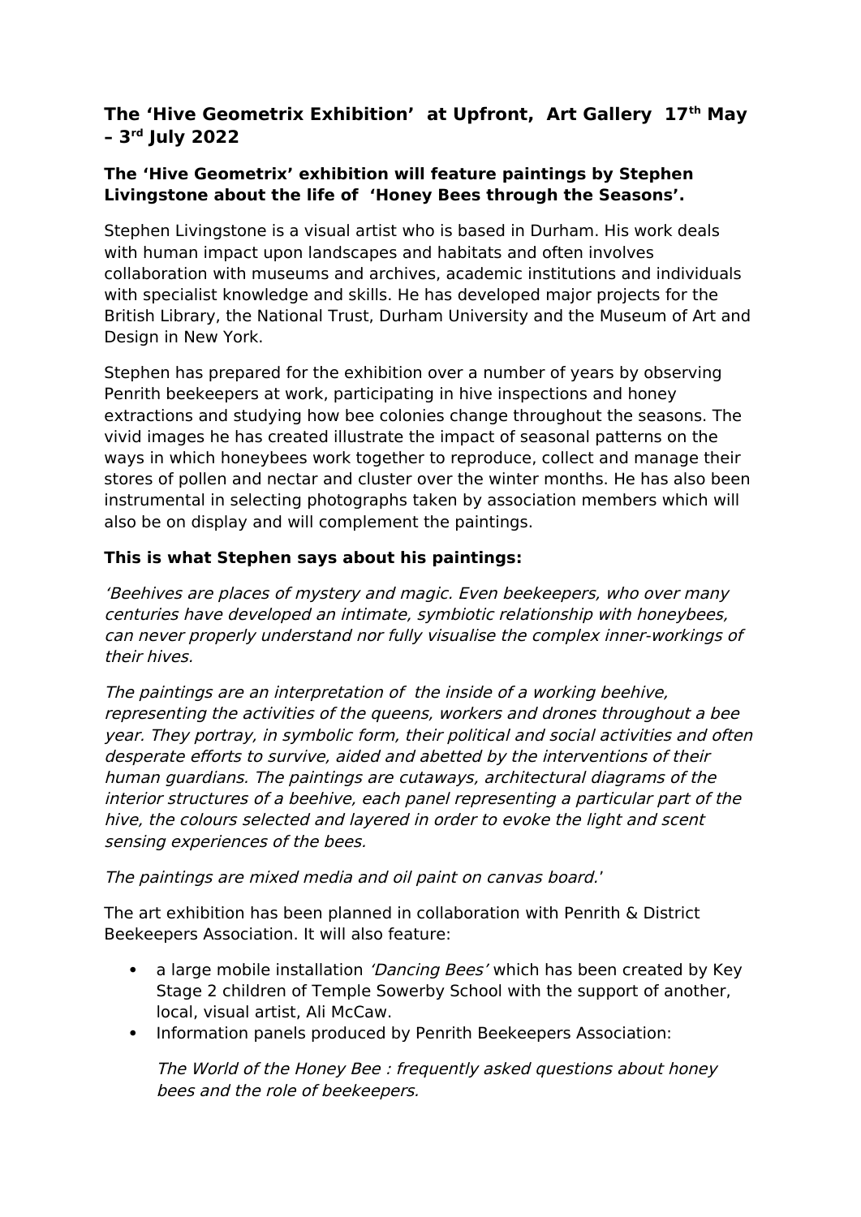## The 'Hive Geometrix Exhibition' at Upfront, Art Gallery 17th May – 3rd July 2022

**The 'Hive Geometrix' exhibition will feature paintings by Stephen Livingstone about the life of 'Honey Bees through the Seasons'.**

Stephen Livingstone is a visual artist who is based in Durham. His work deals with human impact upon landscapes and habitats and often involves collaboration with museums and archives, academic institutions and individuals with specialist knowledge and skills. He has developed major projects for the British Library, the National Trust, Durham University and the Museum of Art and Design in New York.

Stephen has prepared for the exhibition over a number of years by observing Penrith beekeepers at work, participating in hive inspections and honey extractions and studying how bee colonies change throughout the seasons. The vivid images he has created illustrate the impact of seasonal patterns on the ways in which honeybees work together to reproduce, collect and manage their stores of pollen and nectar and cluster over the winter months. He has also been instrumental in selecting photographs taken by association members which will also be on display and will complement the paintings.

**This is what Stephen says about his paintings:**

*'Beehives are places of mystery and magic. Even beekeepers, who over many centuries have developed an intimate, symbiotic relationship with honeybees, can never properly understand nor fully visualise the complex inner-workings of their hives.*

*The paintings are an interpretation of the inside of a working beehive, representing the activities of the queens, workers and drones throughout a bee year. They portray, in symbolic form, their political and social activities and often desperate efforts to survive, aided and abetted by the interventions of their human guardians. The paintings are cutaways, architectural diagrams of the interior structures of a beehive, each panel representing a particular part of the hive, the colours selected and layered in order to evoke the light and scent sensing experiences of the bees.*

*The paintings are mixed media and oil paint on canvas board.*'

The art exhibition has been planned in collaboration with Penrith & District Beekeepers Association. It will also feature:

- a large mobile installation *'Dancing Bees'* which has been created by Key Stage 2 children of Temple Sowerby School with the support of another, local, visual artist, Ali McCaw.
- Information panels produced by Penrith Beekeepers Association:

  *The World of the Honey Bee : frequently asked questions about honey bees and the role of beekeepers.*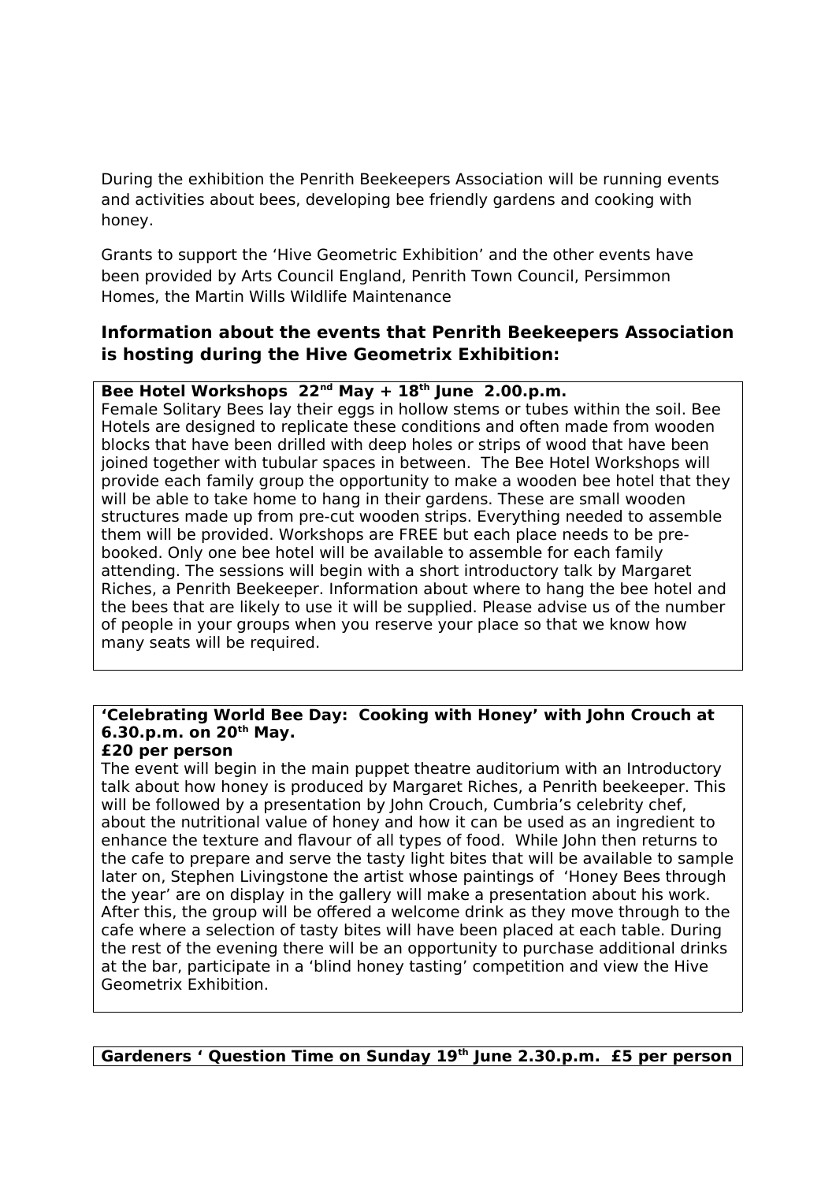During the exhibition the Penrith Beekeepers Association will be running events and activities about bees, developing bee friendly gardens and cooking with honey.

Grants to support the 'Hive Geometric Exhibition' and the other events have been provided by Arts Council England, Penrith Town Council, Persimmon Homes, the Martin Wills Wildlife Maintenance

## Information about the events that Penrith Beekeepers Association is hosting during the Hive Geometrix Exhibition:

**Bee Hotel Workshops 22nd May + 18th June 2.00.p.m.**

Female Solitary Bees lay their eggs in hollow stems or tubes within the soil. Bee Hotels are designed to replicate these conditions and often made from wooden blocks that have been drilled with deep holes or strips of wood that have been joined together with tubular spaces in between. The Bee Hotel Workshops will provide each family group the opportunity to make a wooden bee hotel that they will be able to take home to hang in their gardens. These are small wooden structures made up from pre-cut wooden strips. Everything needed to assemble them will be provided. Workshops are FREE but each place needs to be pre-booked. Only one bee hotel will be available to assemble for each family attending. The sessions will begin with a short introductory talk by Margaret Riches, a Penrith Beekeeper. Information about where to hang the bee hotel and the bees that are likely to use it will be supplied. Please advise us of the number of people in your groups when you reserve your place so that we know how many seats will be required.

**'Celebrating World Bee Day: Cooking with Honey' with John Crouch at 6.30.p.m. on 20th May.**
**£20 per person**

The event will begin in the main puppet theatre auditorium with an Introductory talk about how honey is produced by Margaret Riches, a Penrith beekeeper. This will be followed by a presentation by John Crouch, Cumbria's celebrity chef, about the nutritional value of honey and how it can be used as an ingredient to enhance the texture and flavour of all types of food. While John then returns to the cafe to prepare and serve the tasty light bites that will be available to sample later on, Stephen Livingstone the artist whose paintings of 'Honey Bees through the year' are on display in the gallery will make a presentation about his work. After this, the group will be offered a welcome drink as they move through to the cafe where a selection of tasty bites will have been placed at each table. During the rest of the evening there will be an opportunity to purchase additional drinks at the bar, participate in a 'blind honey tasting' competition and view the Hive Geometrix Exhibition.

**Gardeners ' Question Time on Sunday 19th June 2.30.p.m. £5 per person**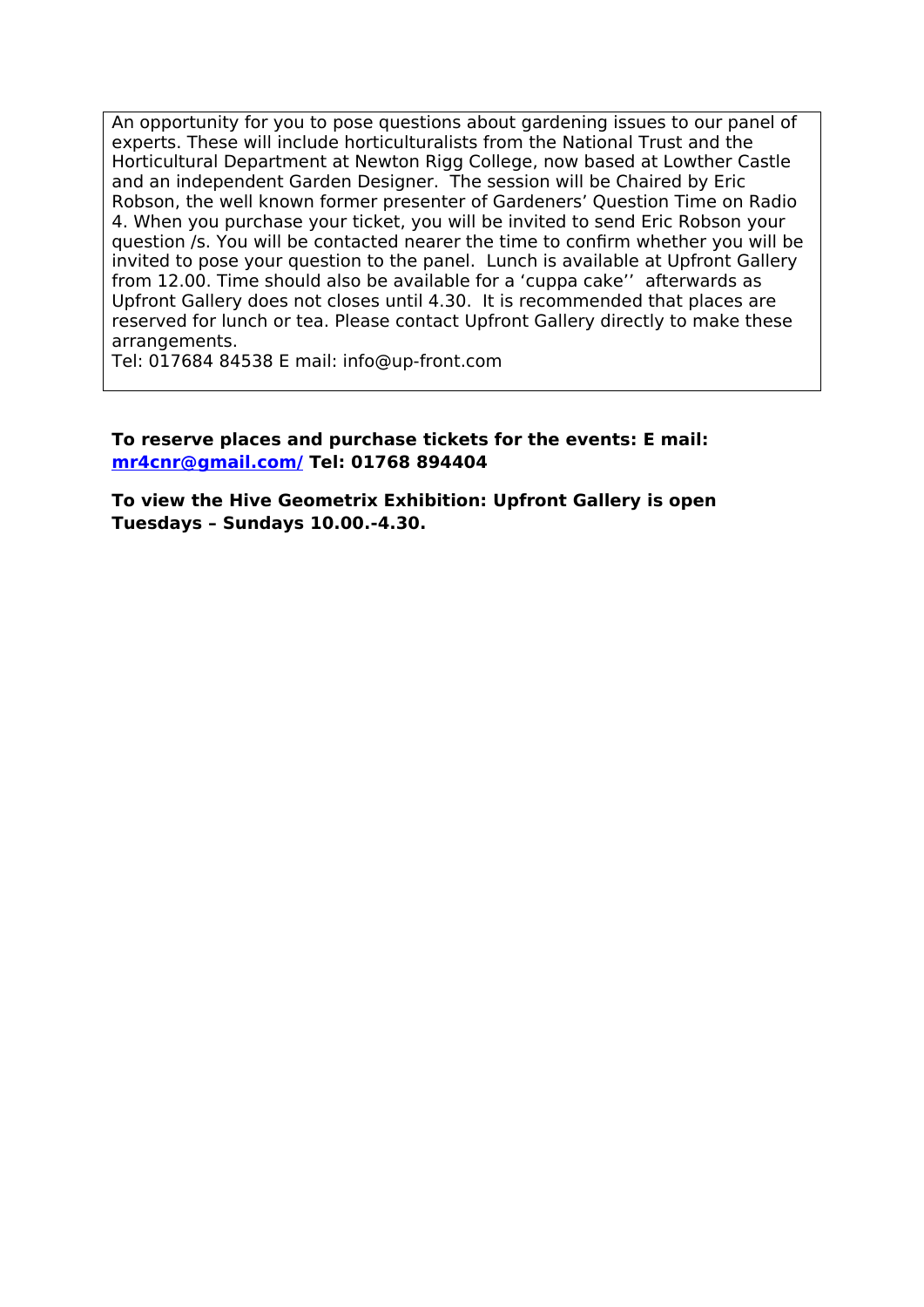An opportunity for you to pose questions about gardening issues to our panel of experts. These will include horticulturalists from the National Trust and the Horticultural Department at Newton Rigg College, now based at Lowther Castle and an independent Garden Designer. The session will be Chaired by Eric Robson, the well known former presenter of Gardeners' Question Time on Radio 4. When you purchase your ticket, you will be invited to send Eric Robson your question /s. You will be contacted nearer the time to confirm whether you will be invited to pose your question to the panel. Lunch is available at Upfront Gallery from 12.00. Time should also be available for a 'cuppa cake'' afterwards as Upfront Gallery does not closes until 4.30. It is recommended that places are reserved for lunch or tea. Please contact Upfront Gallery directly to make these arrangements.
Tel: 017684 84538 E mail: info@up-front.com

**To reserve places and purchase tickets for the events: E mail: mr4cnr@gmail.com/ Tel: 01768 894404**

**To view the Hive Geometrix Exhibition: Upfront Gallery is open Tuesdays – Sundays 10.00.-4.30.**